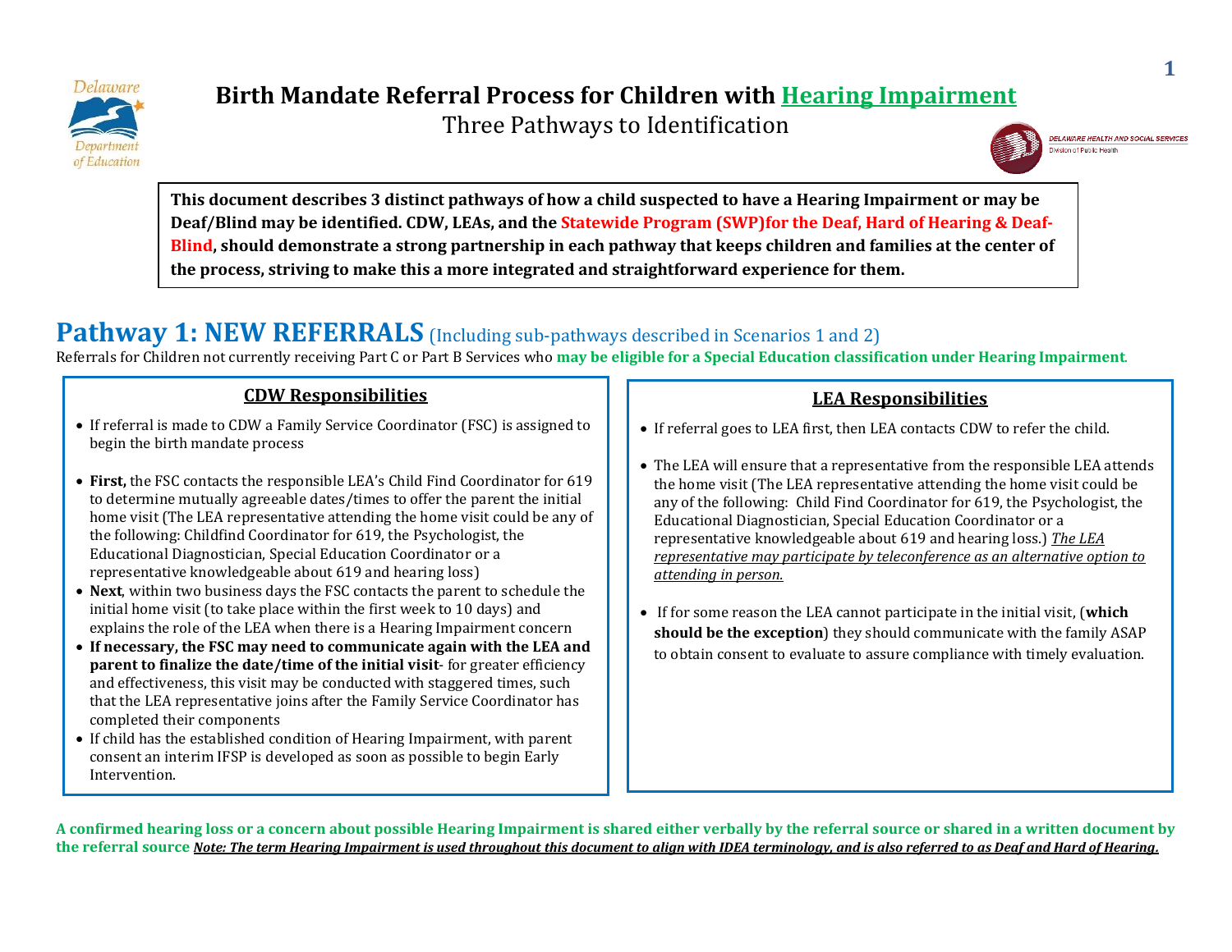# Birth Mandate Referral Process for Children with Hearing Impairment

Three Pathways to Identification

**This document describes 3 distinct pathways of how a child suspected to have a Hearing Impairment or may be Deaf/Blind may be identified. CDW, LEAs, and the Statewide Program (SWP)for the Deaf, Hard of Hearing & Deaf-Blind, should demonstrate a strong partnership in each pathway that keeps children and families at the center of the process, striving to make this a more integrated and straightforward experience for them.**

## Pathway 1: NEW REFERRALS (Including sub-pathways described in Scenarios 1 and 2)

Referrals for Children not currently receiving Part C or Part B Services who **may be eligible for a Special Education classification under Hearing Impairment**.

### CDW Responsibilities

- If referral is made to CDW a Family Service Coordinator (FSC) is assigned to begin the birth mandate process
- **First,** the FSC contacts the responsible LEA's Child Find Coordinator for 619 to determine mutually agreeable dates/times to offer the parent the initial home visit (The LEA representative attending the home visit could be any of the following: Childfind Coordinator for 619, the Psychologist, the Educational Diagnostician, Special Education Coordinator or a representative knowledgeable about 619 and hearing loss)
- **Next**, within two business days the FSC contacts the parent to schedule the initial home visit (to take place within the first week to 10 days) and explains the role of the LEA when there is a Hearing Impairment concern
- **If necessary, the FSC may need to communicate again with the LEA and parent to finalize the date/time of the initial visit**- for greater efficiency and effectiveness, this visit may be conducted with staggered times, such that the LEA representative joins after the Family Service Coordinator has completed their components
- If child has the established condition of Hearing Impairment, with parent consent an interim IFSP is developed as soon as possible to begin Early Intervention.

### LEA Responsibilities

- If referral goes to LEA first, then LEA contacts CDW to refer the child.
- The LEA will ensure that a representative from the responsible LEA attends the home visit (The LEA representative attending the home visit could be any of the following: Child Find Coordinator for 619, the Psychologist, the Educational Diagnostician, Special Education Coordinator or a representative knowledgeable about 619 and hearing loss.) *The LEA representative may participate by teleconference as an alternative option to attending in person.*
- If for some reason the LEA cannot participate in the initial visit, (**which should be the exception**) they should communicate with the family ASAP to obtain consent to evaluate to assure compliance with timely evaluation.

**A confirmed hearing loss or a concern about possible Hearing Impairment is shared either verbally by the referral source or shared in a written document by the referral source** ***Note: The term Hearing Impairment is used throughout this document to align with IDEA terminology, and is also referred to as Deaf and Hard of Hearing.***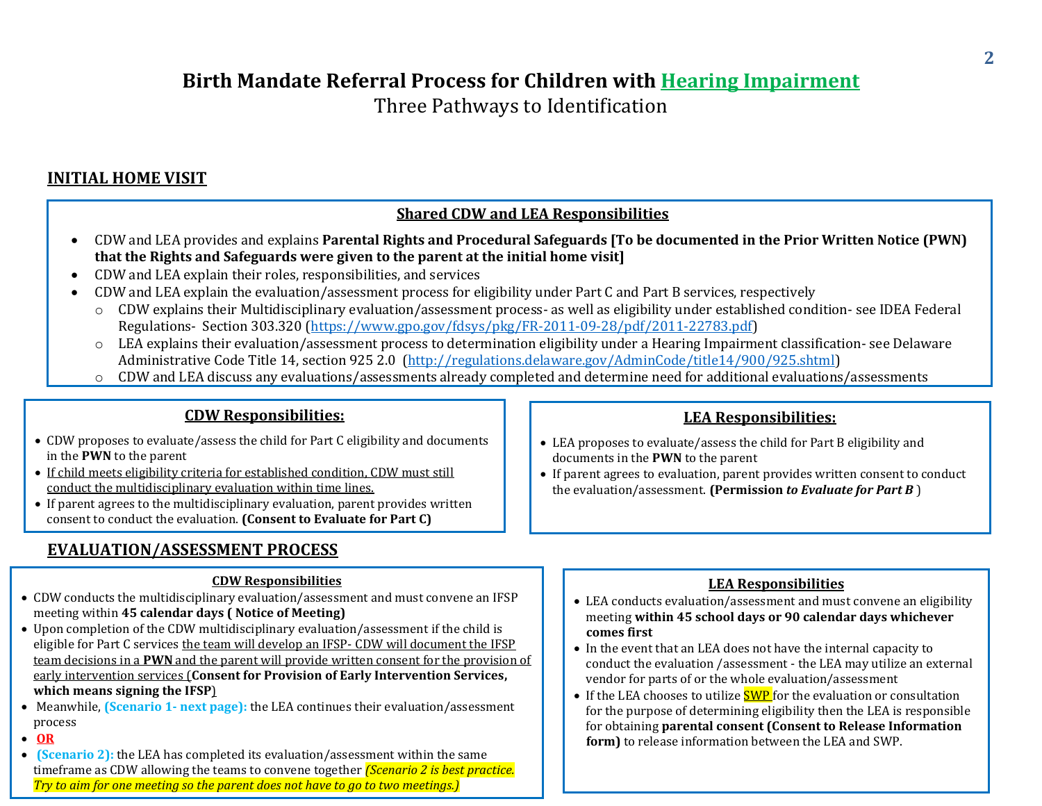# Birth Mandate Referral Process for Children with Hearing Impairment

Three Pathways to Identification

## INITIAL HOME VISIT

### Shared CDW and LEA Responsibilities

- CDW and LEA provides and explains **Parental Rights and Procedural Safeguards [To be documented in the Prior Written Notice (PWN) that the Rights and Safeguards were given to the parent at the initial home visit]**
- CDW and LEA explain their roles, responsibilities, and services
- CDW and LEA explain the evaluation/assessment process for eligibility under Part C and Part B services, respectively
  - CDW explains their Multidisciplinary evaluation/assessment process- as well as eligibility under established condition- see IDEA Federal Regulations- Section 303.320 (https://www.gpo.gov/fdsys/pkg/FR-2011-09-28/pdf/2011-22783.pdf)
  - LEA explains their evaluation/assessment process to determination eligibility under a Hearing Impairment classification- see Delaware Administrative Code Title 14, section 925 2.0 (http://regulations.delaware.gov/AdminCode/title14/900/925.shtml)
  - CDW and LEA discuss any evaluations/assessments already completed and determine need for additional evaluations/assessments

### CDW Responsibilities:

- CDW proposes to evaluate/assess the child for Part C eligibility and documents in the **PWN** to the parent
- If child meets eligibility criteria for established condition, CDW must still conduct the multidisciplinary evaluation within time lines.
- If parent agrees to the multidisciplinary evaluation, parent provides written consent to conduct the evaluation. **(Consent to Evaluate for Part C)**

### LEA Responsibilities:

- LEA proposes to evaluate/assess the child for Part B eligibility and documents in the **PWN** to the parent
- If parent agrees to evaluation, parent provides written consent to conduct the evaluation/assessment. **(Permission *to Evaluate for Part B* )**

## EVALUATION/ASSESSMENT PROCESS

### CDW Responsibilities

- CDW conducts the multidisciplinary evaluation/assessment and must convene an IFSP meeting within **45 calendar days ( Notice of Meeting)**
- Upon completion of the CDW multidisciplinary evaluation/assessment if the child is eligible for Part C services the team will develop an IFSP- CDW will document the IFSP team decisions in a **PWN** and the parent will provide written consent for the provision of early intervention services (**Consent for Provision of Early Intervention Services, which means signing the IFSP**)
- Meanwhile, **(Scenario 1- next page):** the LEA continues their evaluation/assessment process
- **OR**
- **(Scenario 2):** the LEA has completed its evaluation/assessment within the same timeframe as CDW allowing the teams to convene together *(Scenario 2 is best practice. Try to aim for one meeting so the parent does not have to go to two meetings.)*

### LEA Responsibilities

- LEA conducts evaluation/assessment and must convene an eligibility meeting **within 45 school days or 90 calendar days whichever comes first**
- In the event that an LEA does not have the internal capacity to conduct the evaluation /assessment - the LEA may utilize an external vendor for parts of or the whole evaluation/assessment
- If the LEA chooses to utilize SWP for the evaluation or consultation for the purpose of determining eligibility then the LEA is responsible for obtaining **parental consent (Consent to Release Information form)** to release information between the LEA and SWP.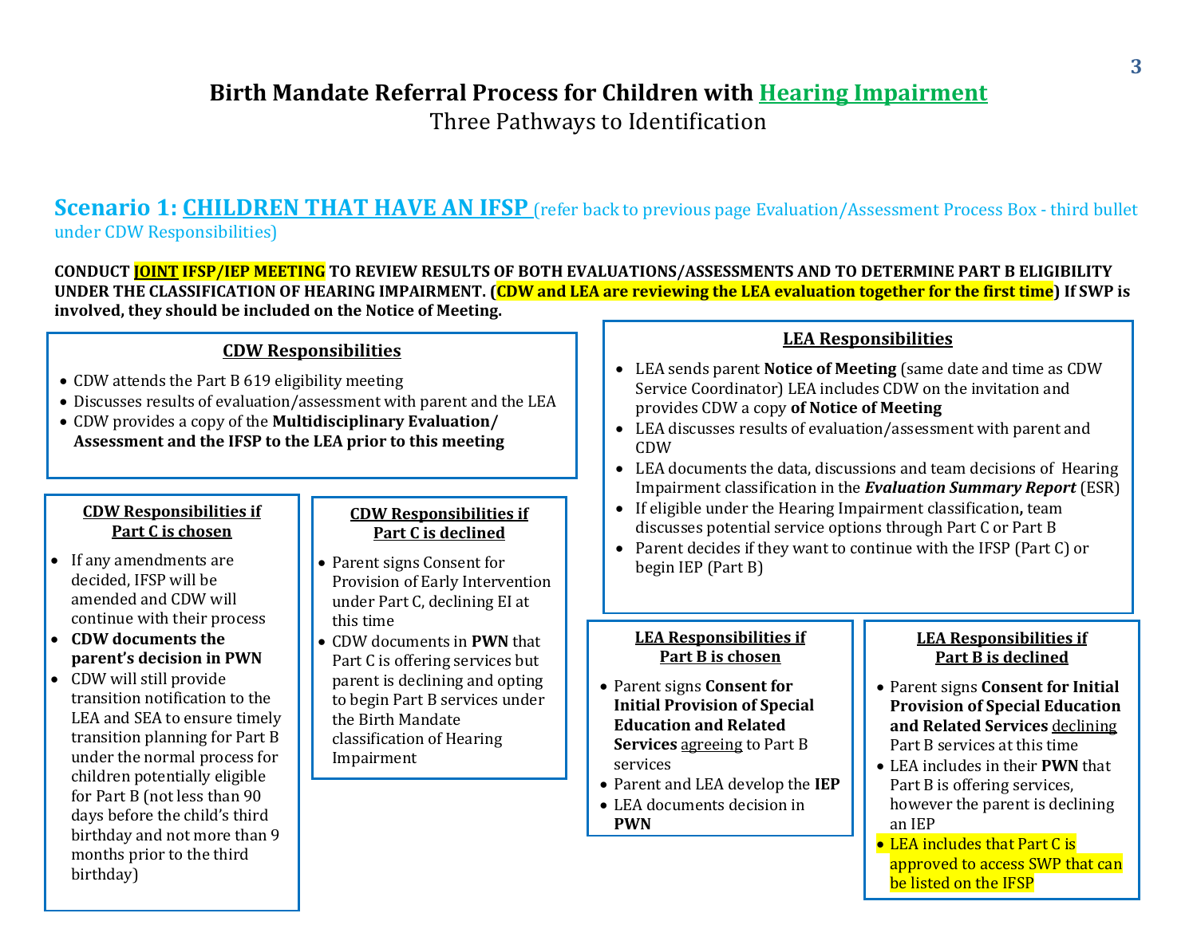# Birth Mandate Referral Process for Children with Hearing Impairment

Three Pathways to Identification

## Scenario 1: CHILDREN THAT HAVE AN IFSP (refer back to previous page Evaluation/Assessment Process Box - third bullet under CDW Responsibilities)

**CONDUCT JOINT IFSP/IEP MEETING TO REVIEW RESULTS OF BOTH EVALUATIONS/ASSESSMENTS AND TO DETERMINE PART B ELIGIBILITY UNDER THE CLASSIFICATION OF HEARING IMPAIRMENT. (CDW and LEA are reviewing the LEA evaluation together for the first time) If SWP is involved, they should be included on the Notice of Meeting.**

### CDW Responsibilities

- CDW attends the Part B 619 eligibility meeting
- Discusses results of evaluation/assessment with parent and the LEA
- CDW provides a copy of the **Multidisciplinary Evaluation/ Assessment and the IFSP to the LEA prior to this meeting**

### CDW Responsibilities if Part C is chosen

- If any amendments are decided, IFSP will be amended and CDW will continue with their process
- **CDW documents the parent's decision in PWN**
- CDW will still provide transition notification to the LEA and SEA to ensure timely transition planning for Part B under the normal process for children potentially eligible for Part B (not less than 90 days before the child's third birthday and not more than 9 months prior to the third birthday)

### CDW Responsibilities if Part C is declined

- Parent signs Consent for Provision of Early Intervention under Part C, declining EI at this time
- CDW documents in **PWN** that Part C is offering services but parent is declining and opting to begin Part B services under the Birth Mandate classification of Hearing Impairment

### LEA Responsibilities

- LEA sends parent **Notice of Meeting** (same date and time as CDW Service Coordinator) LEA includes CDW on the invitation and provides CDW a copy **of Notice of Meeting**
- LEA discusses results of evaluation/assessment with parent and CDW
- LEA documents the data, discussions and team decisions of Hearing Impairment classification in the ***Evaluation Summary Report*** (ESR)
- If eligible under the Hearing Impairment classification**,** team discusses potential service options through Part C or Part B
- Parent decides if they want to continue with the IFSP (Part C) or begin IEP (Part B)

### LEA Responsibilities if Part B is chosen

- Parent signs **Consent for Initial Provision of Special Education and Related Services** agreeing to Part B services
- Parent and LEA develop the **IEP**
- LEA documents decision in **PWN**

### LEA Responsibilities if Part B is declined

- Parent signs **Consent for Initial Provision of Special Education and Related Services** declining Part B services at this time
- LEA includes in their **PWN** that Part B is offering services, however the parent is declining an IEP
- LEA includes that Part C is approved to access SWP that can be listed on the IFSP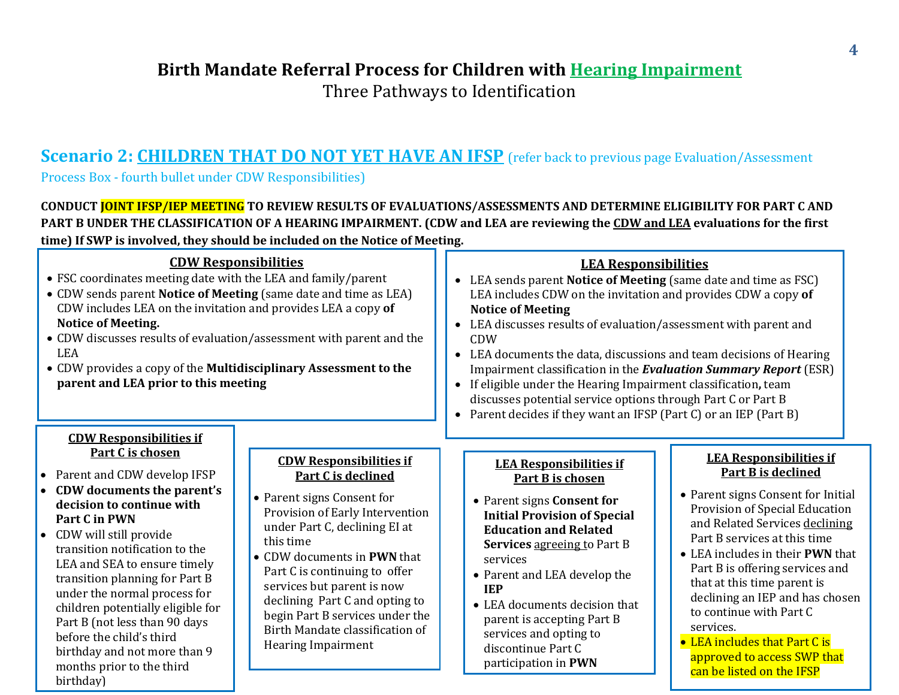# Birth Mandate Referral Process for Children with Hearing Impairment

Three Pathways to Identification

## Scenario 2: CHILDREN THAT DO NOT YET HAVE AN IFSP (refer back to previous page Evaluation/Assessment Process Box - fourth bullet under CDW Responsibilities)

**CONDUCT JOINT IFSP/IEP MEETING TO REVIEW RESULTS OF EVALUATIONS/ASSESSMENTS AND DETERMINE ELIGIBILITY FOR PART C AND PART B UNDER THE CLASSIFICATION OF A HEARING IMPAIRMENT. (CDW and LEA are reviewing the CDW and LEA evaluations for the first time) If SWP is involved, they should be included on the Notice of Meeting.**

### CDW Responsibilities

- FSC coordinates meeting date with the LEA and family/parent
- CDW sends parent **Notice of Meeting** (same date and time as LEA) CDW includes LEA on the invitation and provides LEA a copy **of Notice of Meeting.**
- CDW discusses results of evaluation/assessment with parent and the LEA
- CDW provides a copy of the **Multidisciplinary Assessment to the parent and LEA prior to this meeting**

### LEA Responsibilities

- LEA sends parent **Notice of Meeting** (same date and time as FSC) LEA includes CDW on the invitation and provides CDW a copy **of Notice of Meeting**
- LEA discusses results of evaluation/assessment with parent and CDW
- LEA documents the data, discussions and team decisions of Hearing Impairment classification in the ***Evaluation Summary Report*** (ESR)
- If eligible under the Hearing Impairment classification**,** team discusses potential service options through Part C or Part B
- Parent decides if they want an IFSP (Part C) or an IEP (Part B)

### CDW Responsibilities if Part C is chosen

- Parent and CDW develop IFSP
- **CDW documents the parent's decision to continue with Part C in PWN**
- CDW will still provide transition notification to the LEA and SEA to ensure timely transition planning for Part B under the normal process for children potentially eligible for Part B (not less than 90 days before the child's third birthday and not more than 9 months prior to the third birthday)

### CDW Responsibilities if Part C is declined

- Parent signs Consent for Provision of Early Intervention under Part C, declining EI at this time
- CDW documents in **PWN** that Part C is continuing to offer services but parent is now declining Part C and opting to begin Part B services under the Birth Mandate classification of Hearing Impairment

### LEA Responsibilities if Part B is chosen

- Parent signs **Consent for Initial Provision of Special Education and Related Services** agreeing to Part B services
- Parent and LEA develop the **IEP**
- LEA documents decision that parent is accepting Part B services and opting to discontinue Part C participation in **PWN**

### LEA Responsibilities if Part B is declined

- Parent signs Consent for Initial Provision of Special Education and Related Services declining Part B services at this time
- LEA includes in their **PWN** that Part B is offering services and that at this time parent is declining an IEP and has chosen to continue with Part C services.
- LEA includes that Part C is approved to access SWP that can be listed on the IFSP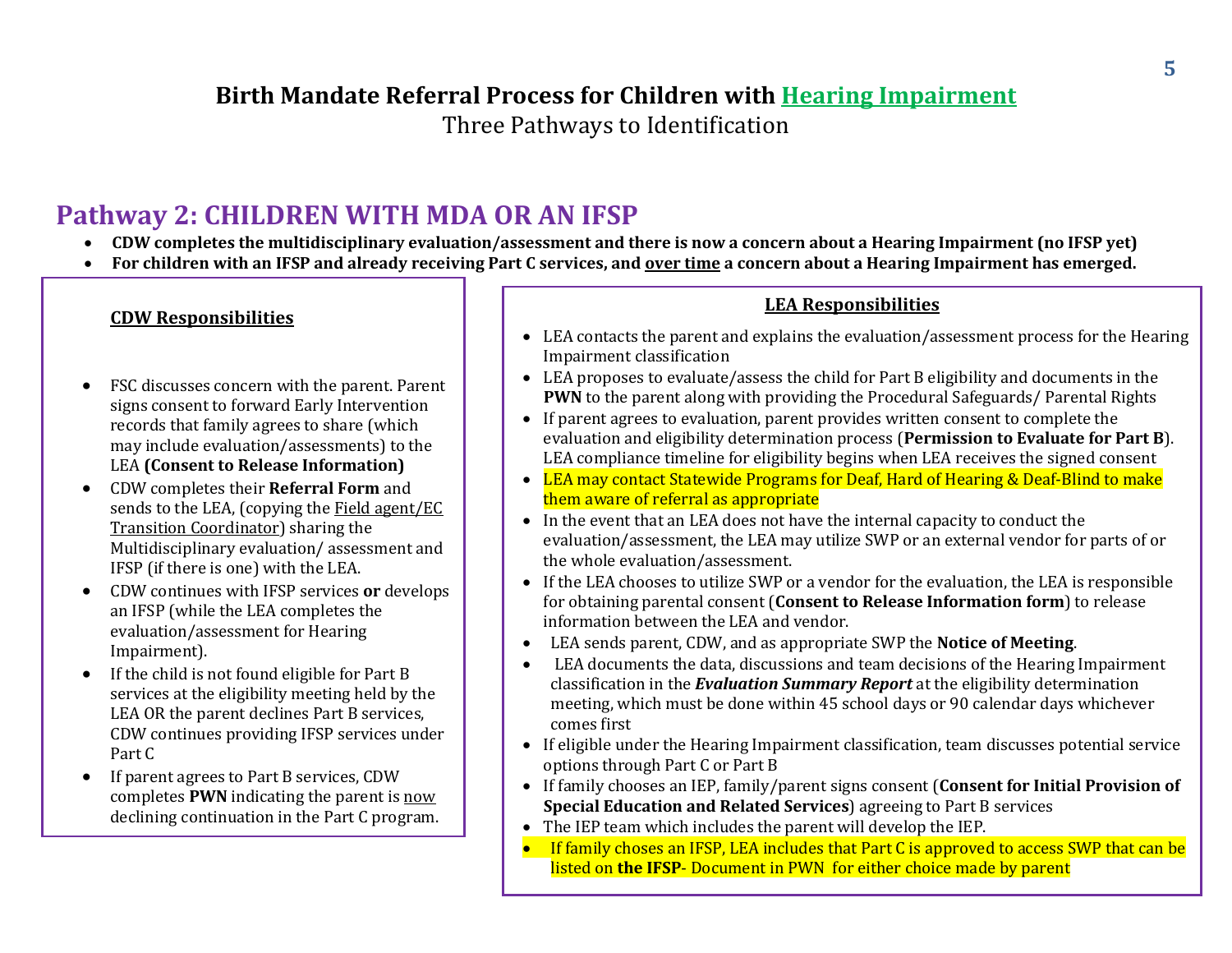# Birth Mandate Referral Process for Children with Hearing Impairment

Three Pathways to Identification

## Pathway 2: CHILDREN WITH MDA OR AN IFSP

- **CDW completes the multidisciplinary evaluation/assessment and there is now a concern about a Hearing Impairment (no IFSP yet)**
- **For children with an IFSP and already receiving Part C services, and over time a concern about a Hearing Impairment has emerged.**

### CDW Responsibilities

- FSC discusses concern with the parent. Parent signs consent to forward Early Intervention records that family agrees to share (which may include evaluation/assessments) to the LEA **(Consent to Release Information)**
- CDW completes their **Referral Form** and sends to the LEA, (copying the Field agent/EC Transition Coordinator) sharing the Multidisciplinary evaluation/ assessment and IFSP (if there is one) with the LEA.
- CDW continues with IFSP services **or** develops an IFSP (while the LEA completes the evaluation/assessment for Hearing Impairment).
- If the child is not found eligible for Part B services at the eligibility meeting held by the LEA OR the parent declines Part B services, CDW continues providing IFSP services under Part C
- If parent agrees to Part B services, CDW completes **PWN** indicating the parent is now declining continuation in the Part C program.

### LEA Responsibilities

- LEA contacts the parent and explains the evaluation/assessment process for the Hearing Impairment classification
- LEA proposes to evaluate/assess the child for Part B eligibility and documents in the **PWN** to the parent along with providing the Procedural Safeguards/ Parental Rights
- If parent agrees to evaluation, parent provides written consent to complete the evaluation and eligibility determination process (**Permission to Evaluate for Part B**). LEA compliance timeline for eligibility begins when LEA receives the signed consent
- LEA may contact Statewide Programs for Deaf, Hard of Hearing & Deaf-Blind to make them aware of referral as appropriate
- In the event that an LEA does not have the internal capacity to conduct the evaluation/assessment, the LEA may utilize SWP or an external vendor for parts of or the whole evaluation/assessment.
- If the LEA chooses to utilize SWP or a vendor for the evaluation, the LEA is responsible for obtaining parental consent (**Consent to Release Information form**) to release information between the LEA and vendor.
- LEA sends parent, CDW, and as appropriate SWP the **Notice of Meeting**.
- LEA documents the data, discussions and team decisions of the Hearing Impairment classification in the ***Evaluation Summary Report*** at the eligibility determination meeting, which must be done within 45 school days or 90 calendar days whichever comes first
- If eligible under the Hearing Impairment classification, team discusses potential service options through Part C or Part B
- If family chooses an IEP, family/parent signs consent (**Consent for Initial Provision of Special Education and Related Services**) agreeing to Part B services
- The IEP team which includes the parent will develop the IEP.
- If family choses an IFSP, LEA includes that Part C is approved to access SWP that can be listed on **the IFSP**- Document in PWN for either choice made by parent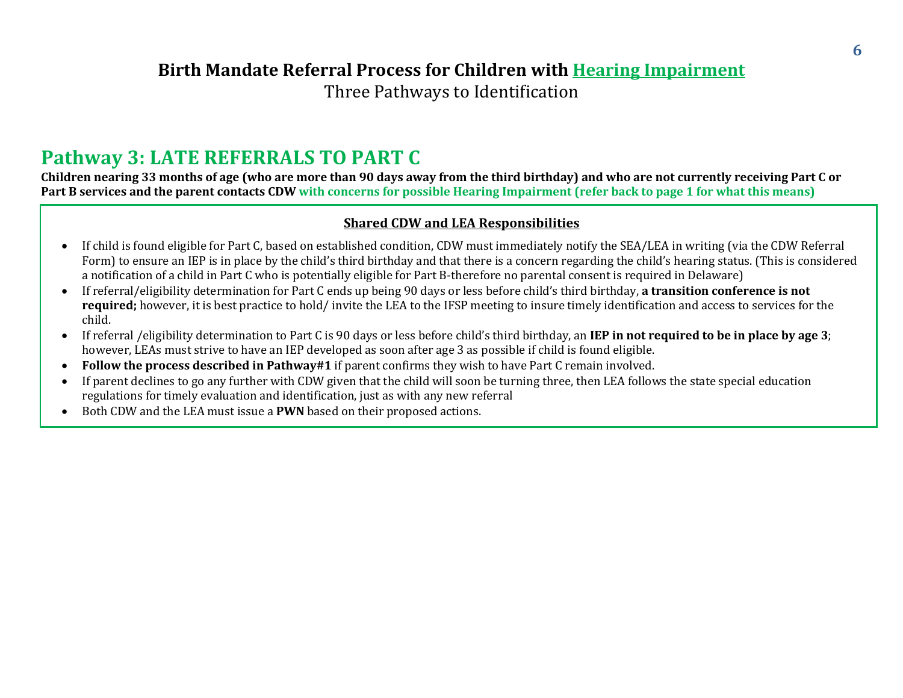# Birth Mandate Referral Process for Children with Hearing Impairment

Three Pathways to Identification

## Pathway 3: LATE REFERRALS TO PART C

**Children nearing 33 months of age (who are more than 90 days away from the third birthday) and who are not currently receiving Part C or Part B services and the parent contacts CDW with concerns for possible Hearing Impairment (refer back to page 1 for what this means)**

### Shared CDW and LEA Responsibilities

- If child is found eligible for Part C, based on established condition, CDW must immediately notify the SEA/LEA in writing (via the CDW Referral Form) to ensure an IEP is in place by the child's third birthday and that there is a concern regarding the child's hearing status. (This is considered a notification of a child in Part C who is potentially eligible for Part B-therefore no parental consent is required in Delaware)
- If referral/eligibility determination for Part C ends up being 90 days or less before child's third birthday, **a transition conference is not required;** however, it is best practice to hold/ invite the LEA to the IFSP meeting to insure timely identification and access to services for the child.
- If referral /eligibility determination to Part C is 90 days or less before child's third birthday, an **IEP in not required to be in place by age 3**; however, LEAs must strive to have an IEP developed as soon after age 3 as possible if child is found eligible.
- **Follow the process described in Pathway#1** if parent confirms they wish to have Part C remain involved.
- If parent declines to go any further with CDW given that the child will soon be turning three, then LEA follows the state special education regulations for timely evaluation and identification, just as with any new referral
- Both CDW and the LEA must issue a **PWN** based on their proposed actions.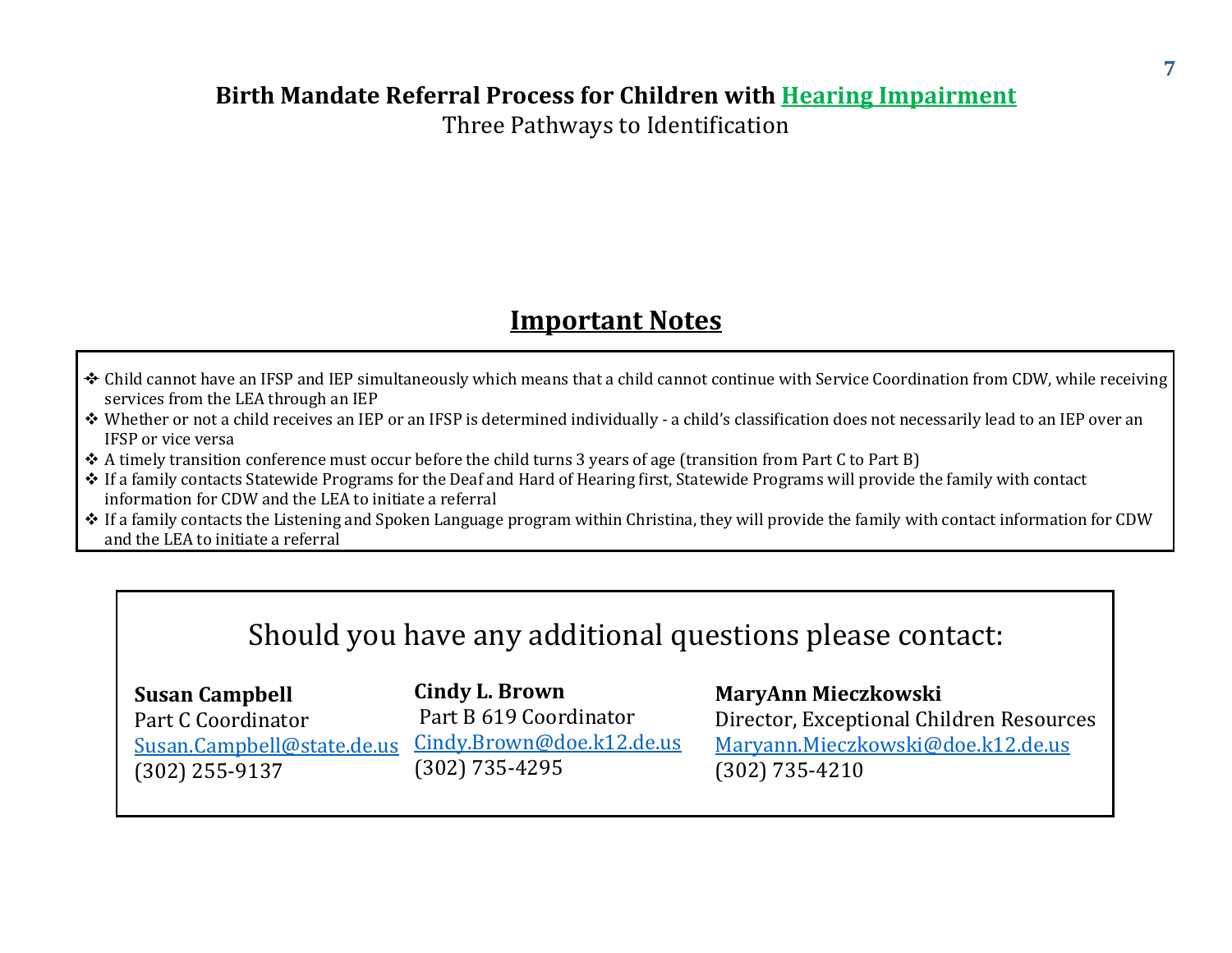**Birth Mandate Referral Process for Children with Hearing Impairment**

Three Pathways to Identification

## Important Notes

- Child cannot have an IFSP and IEP simultaneously which means that a child cannot continue with Service Coordination from CDW, while receiving services from the LEA through an IEP
- Whether or not a child receives an IEP or an IFSP is determined individually - a child's classification does not necessarily lead to an IEP over an IFSP or vice versa
- A timely transition conference must occur before the child turns 3 years of age (transition from Part C to Part B)
- If a family contacts Statewide Programs for the Deaf and Hard of Hearing first, Statewide Programs will provide the family with contact information for CDW and the LEA to initiate a referral
- If a family contacts the Listening and Spoken Language program within Christina, they will provide the family with contact information for CDW and the LEA to initiate a referral

Should you have any additional questions please contact:

**Susan Campbell**
Part C Coordinator
Susan.Campbell@state.de.us
(302) 255-9137

**Cindy L. Brown**
Part B 619 Coordinator
Cindy.Brown@doe.k12.de.us
(302) 735-4295

**MaryAnn Mieczkowski**
Director, Exceptional Children Resources
Maryann.Mieczkowski@doe.k12.de.us
(302) 735-4210